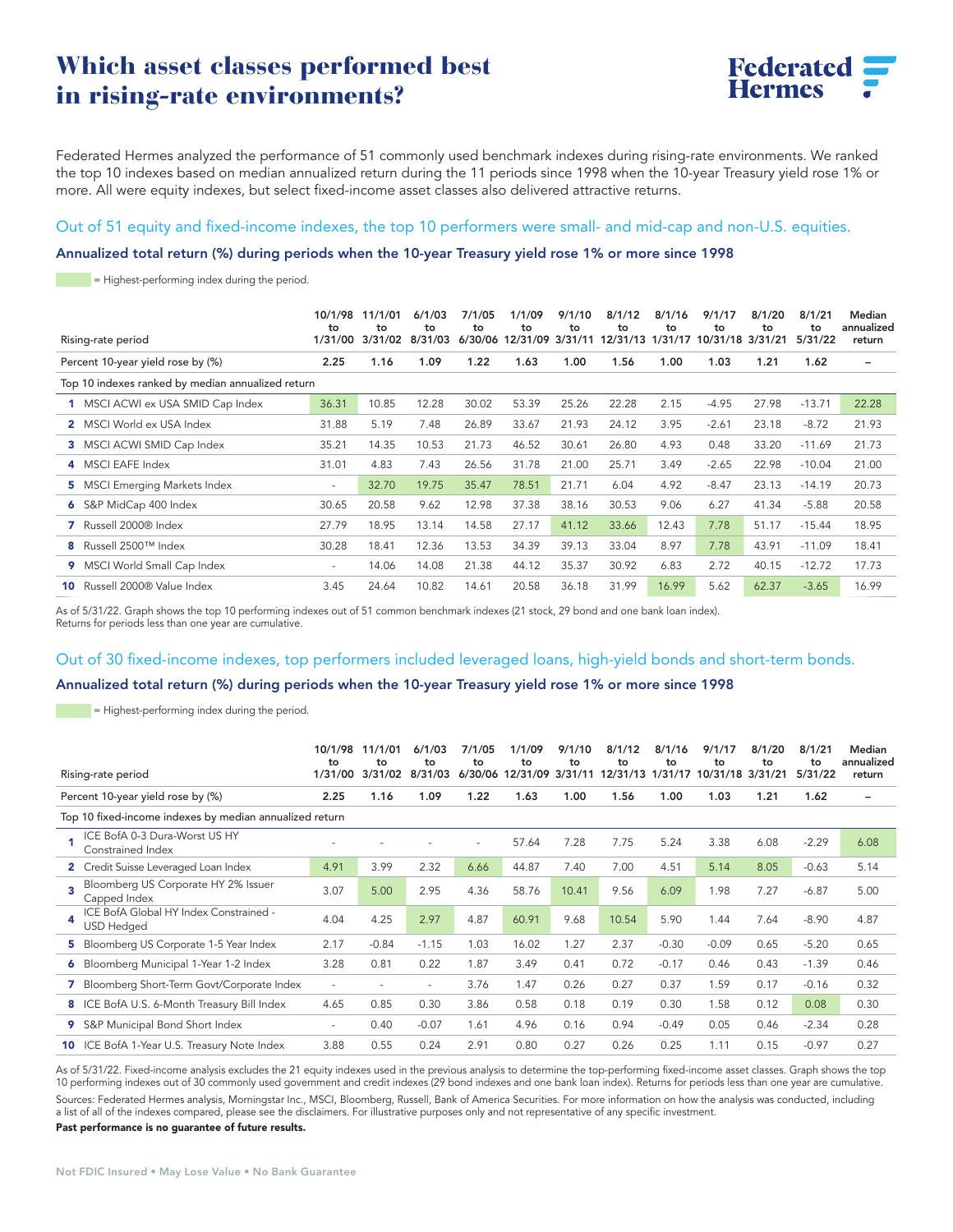# Which asset classes performed best in rising-rate environments?

Federated Hermes

Federated Hermes analyzed the performance of 51 commonly used benchmark indexes during rising-rate environments. We ranked the top 10 indexes based on median annualized return during the 11 periods since 1998 when the 10-year Treasury yield rose 1% or more. All were equity indexes, but select fixed-income asset classes also delivered attractive returns.

## Out of 51 equity and fixed-income indexes, the top 10 performers were small- and mid-cap and non-U.S. equities.

### Annualized total return (%) during periods when the 10-year Treasury yield rose 1% or more since 1998

= Highest-performing index during the period.

| Rising-rate period | 10/1/98 to 1/31/00 | 11/1/01 to 3/31/02 | 6/1/03 to 8/31/03 | 7/1/05 to 6/30/06 | 1/1/09 to 12/31/09 | 9/1/10 to 3/31/11 | 8/1/12 to 12/31/13 | 8/1/16 to 1/31/17 | 9/1/17 to 10/31/18 | 8/1/20 to 3/31/21 | 8/1/21 to 5/31/22 | Median annualized return |
|---|---|---|---|---|---|---|---|---|---|---|---|---|
| Percent 10-year yield rose by (%) | 2.25 | 1.16 | 1.09 | 1.22 | 1.63 | 1.00 | 1.56 | 1.00 | 1.03 | 1.21 | 1.62 | – |
| Top 10 indexes ranked by median annualized return | | | | | | | | | | | | |
| 1 MSCI ACWI ex USA SMID Cap Index | 36.31 | 10.85 | 12.28 | 30.02 | 53.39 | 25.26 | 22.28 | 2.15 | -4.95 | 27.98 | -13.71 | 22.28 |
| 2 MSCI World ex USA Index | 31.88 | 5.19 | 7.48 | 26.89 | 33.67 | 21.93 | 24.12 | 3.95 | -2.61 | 23.18 | -8.72 | 21.93 |
| 3 MSCI ACWI SMID Cap Index | 35.21 | 14.35 | 10.53 | 21.73 | 46.52 | 30.61 | 26.80 | 4.93 | 0.48 | 33.20 | -11.69 | 21.73 |
| 4 MSCI EAFE Index | 31.01 | 4.83 | 7.43 | 26.56 | 31.78 | 21.00 | 25.71 | 3.49 | -2.65 | 22.98 | -10.04 | 21.00 |
| 5 MSCI Emerging Markets Index | - | 32.70 | 19.75 | 35.47 | 78.51 | 21.71 | 6.04 | 4.92 | -8.47 | 23.13 | -14.19 | 20.73 |
| 6 S&P MidCap 400 Index | 30.65 | 20.58 | 9.62 | 12.98 | 37.38 | 38.16 | 30.53 | 9.06 | 6.27 | 41.34 | -5.88 | 20.58 |
| 7 Russell 2000® Index | 27.79 | 18.95 | 13.14 | 14.58 | 27.17 | 41.12 | 33.66 | 12.43 | 7.78 | 51.17 | -15.44 | 18.95 |
| 8 Russell 2500™ Index | 30.28 | 18.41 | 12.36 | 13.53 | 34.39 | 39.13 | 33.04 | 8.97 | 7.78 | 43.91 | -11.09 | 18.41 |
| 9 MSCI World Small Cap Index | - | 14.06 | 14.08 | 21.38 | 44.12 | 35.37 | 30.92 | 6.83 | 2.72 | 40.15 | -12.72 | 17.73 |
| 10 Russell 2000® Value Index | 3.45 | 24.64 | 10.82 | 14.61 | 20.58 | 36.18 | 31.99 | 16.99 | 5.62 | 62.37 | -3.65 | 16.99 |

As of 5/31/22. Graph shows the top 10 performing indexes out of 51 common benchmark indexes (21 stock, 29 bond and one bank loan index). Returns for periods less than one year are cumulative.

## Out of 30 fixed-income indexes, top performers included leveraged loans, high-yield bonds and short-term bonds.

### Annualized total return (%) during periods when the 10-year Treasury yield rose 1% or more since 1998

= Highest-performing index during the period.

| Rising-rate period | 10/1/98 to 1/31/00 | 11/1/01 to 3/31/02 | 6/1/03 to 8/31/03 | 7/1/05 to 6/30/06 | 1/1/09 to 12/31/09 | 9/1/10 to 3/31/11 | 8/1/12 to 12/31/13 | 8/1/16 to 1/31/17 | 9/1/17 to 10/31/18 | 8/1/20 to 3/31/21 | 8/1/21 to 5/31/22 | Median annualized return |
|---|---|---|---|---|---|---|---|---|---|---|---|---|
| Percent 10-year yield rose by (%) | 2.25 | 1.16 | 1.09 | 1.22 | 1.63 | 1.00 | 1.56 | 1.00 | 1.03 | 1.21 | 1.62 | – |
| Top 10 fixed-income indexes by median annualized return | | | | | | | | | | | | |
| 1 ICE BofA 0-3 Dura-Worst US HY Constrained Index | - | - | - | - | 57.64 | 7.28 | 7.75 | 5.24 | 3.38 | 6.08 | -2.29 | 6.08 |
| 2 Credit Suisse Leveraged Loan Index | 4.91 | 3.99 | 2.32 | 6.66 | 44.87 | 7.40 | 7.00 | 4.51 | 5.14 | 8.05 | -0.63 | 5.14 |
| 3 Bloomberg US Corporate HY 2% Issuer Capped Index | 3.07 | 5.00 | 2.95 | 4.36 | 58.76 | 10.41 | 9.56 | 6.09 | 1.98 | 7.27 | -6.87 | 5.00 |
| 4 ICE BofA Global HY Index Constrained - USD Hedged | 4.04 | 4.25 | 2.97 | 4.87 | 60.91 | 9.68 | 10.54 | 5.90 | 1.44 | 7.64 | -8.90 | 4.87 |
| 5 Bloomberg US Corporate 1-5 Year Index | 2.17 | -0.84 | -1.15 | 1.03 | 16.02 | 1.27 | 2.37 | -0.30 | -0.09 | 0.65 | -5.20 | 0.65 |
| 6 Bloomberg Municipal 1-Year 1-2 Index | 3.28 | 0.81 | 0.22 | 1.87 | 3.49 | 0.41 | 0.72 | -0.17 | 0.46 | 0.43 | -1.39 | 0.46 |
| 7 Bloomberg Short-Term Govt/Corporate Index | - | - | - | 3.76 | 1.47 | 0.26 | 0.27 | 0.37 | 1.59 | 0.17 | -0.16 | 0.32 |
| 8 ICE BofA U.S. 6-Month Treasury Bill Index | 4.65 | 0.85 | 0.30 | 3.86 | 0.58 | 0.18 | 0.19 | 0.30 | 1.58 | 0.12 | 0.08 | 0.30 |
| 9 S&P Municipal Bond Short Index | - | 0.40 | -0.07 | 1.61 | 4.96 | 0.16 | 0.94 | -0.49 | 0.05 | 0.46 | -2.34 | 0.28 |
| 10 ICE BofA 1-Year U.S. Treasury Note Index | 3.88 | 0.55 | 0.24 | 2.91 | 0.80 | 0.27 | 0.26 | 0.25 | 1.11 | 0.15 | -0.97 | 0.27 |

As of 5/31/22. Fixed-income analysis excludes the 21 equity indexes used in the previous analysis to determine the top-performing fixed-income asset classes. Graph shows the top 10 performing indexes out of 30 commonly used government and credit indexes (29 bond indexes and one bank loan index). Returns for periods less than one year are cumulative.

Sources: Federated Hermes analysis, Morningstar Inc., MSCI, Bloomberg, Russell, Bank of America Securities. For more information on how the analysis was conducted, including a list of all of the indexes compared, please see the disclaimers. For illustrative purposes only and not representative of any specific investment.

**Past performance is no guarantee of future results.**

Not FDIC Insured • May Lose Value • No Bank Guarantee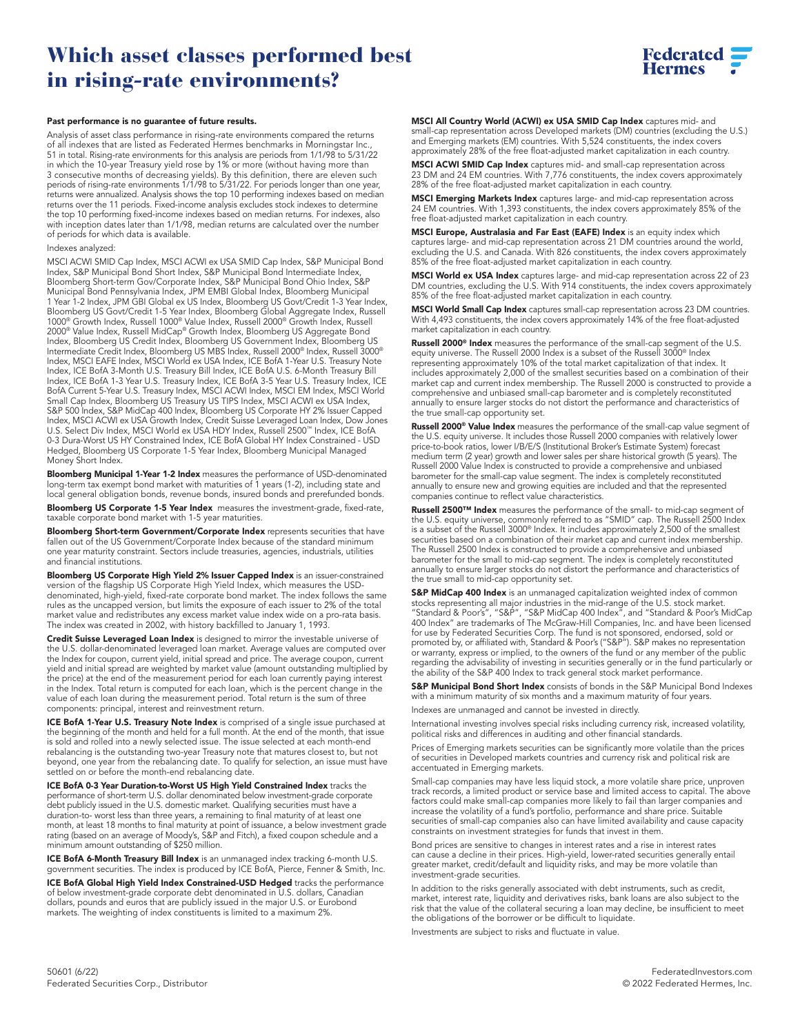# Which asset classes performed best in rising-rate environments?

**Past performance is no guarantee of future results.**

Analysis of asset class performance in rising-rate environments compared the returns of all indexes that are listed as Federated Hermes benchmarks in Morningstar Inc., 51 in total. Rising-rate environments for this analysis are periods from 1/1/98 to 5/31/22 in which the 10-year Treasury yield rose by 1% or more (without having more than 3 consecutive months of decreasing yields). By this definition, there are eleven such periods of rising-rate environments 1/1/98 to 5/31/22. For periods longer than one year, returns were annualized. Analysis shows the top 10 performing indexes based on median returns over the 11 periods. Fixed-income analysis excludes stock indexes to determine the top 10 performing fixed-income indexes based on median returns. For indexes, also with inception dates later than 1/1/98, median returns are calculated over the number of periods for which data is available.

Indexes analyzed:

MSCI ACWI SMID Cap Index, MSCI ACWI ex USA SMID Cap Index, S&P Municipal Bond Index, S&P Municipal Bond Short Index, S&P Municipal Bond Intermediate Index, Bloomberg Short-term Gov/Corporate Index, S&P Municipal Bond Ohio Index, S&P Municipal Bond Pennsylvania Index, JPM EMBI Global Index, Bloomberg Municipal 1 Year 1-2 Index, JPM GBI Global ex US Index, Bloomberg US Govt/Credit 1-3 Year Index, Bloomberg US Govt/Credit 1-5 Year Index, Bloomberg Global Aggregate Index, Russell 1000® Growth Index, Russell 1000® Value Index, Russell 2000® Growth Index, Russell 2000® Value Index, Russell MidCap® Growth Index, Bloomberg US Aggregate Bond Index, Bloomberg US Credit Index, Bloomberg US Government Index, Bloomberg US Intermediate Credit Index, Bloomberg US MBS Index, Russell 2000® Index, Russell 3000® Index, MSCI EAFE Index, MSCI World ex USA Index, ICE BofA 1-Year U.S. Treasury Note Index, ICE BofA 3-Month U.S. Treasury Bill Index, ICE BofA U.S. 6-Month Treasury Bill Index, ICE BofA 1-3 Year U.S. Treasury Index, ICE BofA 3-5 Year U.S. Treasury Index, ICE BofA Current 5-Year U.S. Treasury Index, MSCI ACWI Index, MSCI EM Index, MSCI World Small Cap Index, Bloomberg US Treasury US TIPS Index, MSCI ACWI ex USA Index, S&P 500 Index, S&P MidCap 400 Index, Bloomberg US Corporate HY 2% Issuer Capped Index, MSCI ACWI ex USA Growth Index, Credit Suisse Leveraged Loan Index, Dow Jones U.S. Select Div Index, MSCI World ex USA HDY Index, Russell 2500™ Index, ICE BofA 0-3 Dura-Worst US HY Constrained Index, ICE BofA Global HY Index Constrained - USD Hedged, Bloomberg US Corporate 1-5 Year Index, Bloomberg Municipal Managed Money Short Index.

**Bloomberg Municipal 1-Year 1-2 Index** measures the performance of USD-denominated long-term tax exempt bond market with maturities of 1 years (1-2), including state and local general obligation bonds, revenue bonds, insured bonds and prerefunded bonds.

**Bloomberg US Corporate 1-5 Year Index** measures the investment-grade, fixed-rate, taxable corporate bond market with 1-5 year maturities.

**Bloomberg Short-term Government/Corporate Index** represents securities that have fallen out of the US Government/Corporate Index because of the standard minimum one year maturity constraint. Sectors include treasuries, agencies, industrials, utilities and financial institutions.

**Bloomberg US Corporate High Yield 2% Issuer Capped Index** is an issuer-constrained version of the flagship US Corporate High Yield Index, which measures the USD-denominated, high-yield, fixed-rate corporate bond market. The index follows the same rules as the uncapped version, but limits the exposure of each issuer to 2% of the total market value and redistributes any excess market value index wide on a pro-rata basis. The index was created in 2002, with history backfilled to January 1, 1993.

**Credit Suisse Leveraged Loan Index** is designed to mirror the investable universe of the U.S. dollar-denominated leveraged loan market. Average values are computed over the Index for coupon, current yield, initial spread and price. The average coupon, current yield and initial spread are weighted by market value (amount outstanding multiplied by the price) at the end of the measurement period for each loan currently paying interest in the Index. Total return is computed for each loan, which is the percent change in the value of each loan during the measurement period. Total return is the sum of three components: principal, interest and reinvestment return.

**ICE BofA 1-Year U.S. Treasury Note Index** is comprised of a single issue purchased at the beginning of the month and held for a full month. At the end of the month, that issue is sold and rolled into a newly selected issue. The issue selected at each month-end rebalancing is the outstanding two-year Treasury note that matures closest to, but not beyond, one year from the rebalancing date. To qualify for selection, an issue must have settled on or before the month-end rebalancing date.

**ICE BofA 0-3 Year Duration-to-Worst US High Yield Constrained Index** tracks the performance of short-term U.S. dollar denominated below investment-grade corporate debt publicly issued in the U.S. domestic market. Qualifying securities must have a duration-to- worst less than three years, a remaining to final maturity of at least one month, at least 18 months to final maturity at point of issuance, a below investment grade rating (based on an average of Moody's, S&P and Fitch), a fixed coupon schedule and a minimum amount outstanding of $250 million.

**ICE BofA 6-Month Treasury Bill Index** is an unmanaged index tracking 6-month U.S. government securities. The index is produced by ICE BofA, Pierce, Fenner & Smith, Inc.

**ICE BofA Global High Yield Index Constrained-USD Hedged** tracks the performance of below investment-grade corporate debt denominated in U.S. dollars, Canadian dollars, pounds and euros that are publicly issued in the major U.S. or Eurobond markets. The weighting of index constituents is limited to a maximum 2%.

**MSCI All Country World (ACWI) ex USA SMID Cap Index** captures mid- and small-cap representation across Developed markets (DM) countries (excluding the U.S.) and Emerging markets (EM) countries. With 5,524 constituents, the index covers approximately 28% of the free float-adjusted market capitalization in each country.

**MSCI ACWI SMID Cap Index** captures mid- and small-cap representation across 23 DM and 24 EM countries. With 7,776 constituents, the index covers approximately 28% of the free float-adjusted market capitalization in each country.

**MSCI Emerging Markets Index** captures large- and mid-cap representation across 24 EM countries. With 1,393 constituents, the index covers approximately 85% of the free float-adjusted market capitalization in each country.

**MSCI Europe, Australasia and Far East (EAFE) Index** is an equity index which captures large- and mid-cap representation across 21 DM countries around the world, excluding the U.S. and Canada. With 826 constituents, the index covers approximately 85% of the free float-adjusted market capitalization in each country.

**MSCI World ex USA Index** captures large- and mid-cap representation across 22 of 23 DM countries, excluding the U.S. With 914 constituents, the index covers approximately 85% of the free float-adjusted market capitalization in each country.

**MSCI World Small Cap Index** captures small-cap representation across 23 DM countries. With 4,493 constituents, the index covers approximately 14% of the free float-adjusted market capitalization in each country.

**Russell 2000® Index** measures the performance of the small-cap segment of the U.S. equity universe. The Russell 2000 Index is a subset of the Russell 3000® Index representing approximately 10% of the total market capitalization of that index. It includes approximately 2,000 of the smallest securities based on a combination of their market cap and current index membership. The Russell 2000 is constructed to provide a comprehensive and unbiased small-cap barometer and is completely reconstituted annually to ensure larger stocks do not distort the performance and characteristics of the true small-cap opportunity set.

**Russell 2000® Value Index** measures the performance of the small-cap value segment of the U.S. equity universe. It includes those Russell 2000 companies with relatively lower price-to-book ratios, lower I/B/E/S (Institutional Broker's Estimate System) forecast medium term (2 year) growth and lower sales per share historical growth (5 years). The Russell 2000 Value Index is constructed to provide a comprehensive and unbiased barometer for the small-cap value segment. The index is completely reconstituted annually to ensure new and growing equities are included and that the represented companies continue to reflect value characteristics.

**Russell 2500™ Index** measures the performance of the small- to mid-cap segment of the U.S. equity universe, commonly referred to as "SMID" cap. The Russell 2500 Index is a subset of the Russell 3000® Index. It includes approximately 2,500 of the smallest securities based on a combination of their market cap and current index membership. The Russell 2500 Index is constructed to provide a comprehensive and unbiased barometer for the small to mid-cap segment. The index is completely reconstituted annually to ensure larger stocks do not distort the performance and characteristics of the true small to mid-cap opportunity set.

**S&P MidCap 400 Index** is an unmanaged capitalization weighted index of common stocks representing all major industries in the mid-range of the U.S. stock market. "Standard & Poor's", "S&P", "S&P MidCap 400 Index", and "Standard & Poor's MidCap 400 Index" are trademarks of The McGraw-Hill Companies, Inc. and have been licensed for use by Federated Securities Corp. The fund is not sponsored, endorsed, sold or promoted by, or affiliated with, Standard & Poor's ("S&P"). S&P makes no representation or warranty, express or implied, to the owners of the fund or any member of the public regarding the advisability of investing in securities generally or in the fund particularly or the ability of the S&P 400 Index to track general stock market performance.

**S&P Municipal Bond Short Index** consists of bonds in the S&P Municipal Bond Indexes with a minimum maturity of six months and a maximum maturity of four years.

Indexes are unmanaged and cannot be invested in directly.

International investing involves special risks including currency risk, increased volatility, political risks and differences in auditing and other financial standards.

Prices of Emerging markets securities can be significantly more volatile than the prices of securities in Developed markets countries and currency risk and political risk are accentuated in Emerging markets.

Small-cap companies may have less liquid stock, a more volatile share price, unproven track records, a limited product or service base and limited access to capital. The above factors could make small-cap companies more likely to fail than larger companies and increase the volatility of a fund's portfolio, performance and share price. Suitable securities of small-cap companies also can have limited availability and cause capacity constraints on investment strategies for funds that invest in them.

Bond prices are sensitive to changes in interest rates and a rise in interest rates can cause a decline in their prices. High-yield, lower-rated securities generally entail greater market, credit/default and liquidity risks, and may be more volatile than investment-grade securities.

In addition to the risks generally associated with debt instruments, such as credit, market, interest rate, liquidity and derivatives risks, bank loans are also subject to the risk that the value of the collateral securing a loan may decline, be insufficient to meet the obligations of the borrower or be difficult to liquidate.

Investments are subject to risks and fluctuate in value.

50601 (6/22)
Federated Securities Corp., Distributor

FederatedInvestors.com
© 2022 Federated Hermes, Inc.